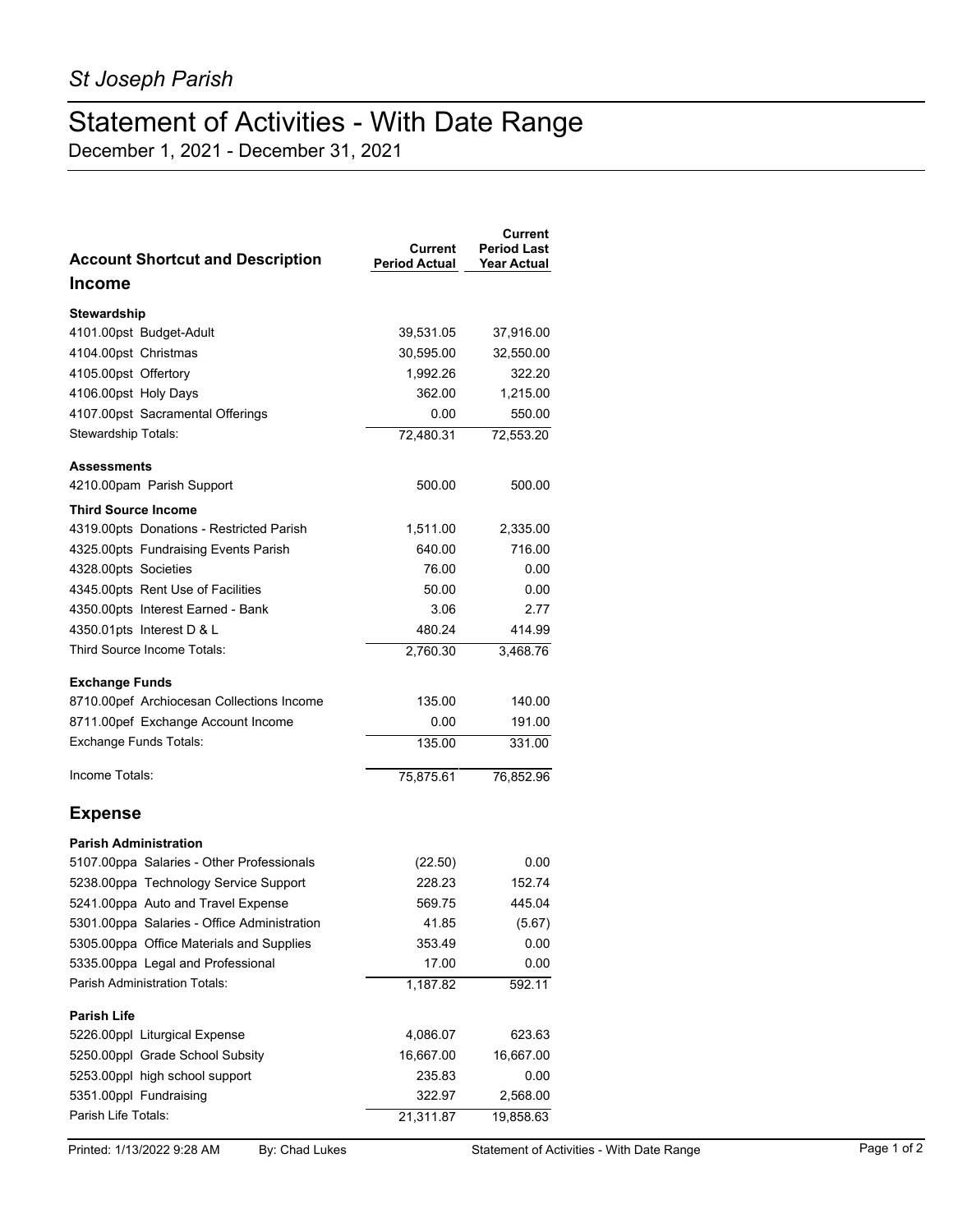*St Joseph Parish*

# Statement of Activities - With Date Range

December 1, 2021 - December 31, 2021

| Account Shortcut and Description | Current Period Actual | Current Period Last Year Actual |
|---|---|---|
| **Income** | | |
| **Stewardship** | | |
| 4101.00pst Budget-Adult | 39,531.05 | 37,916.00 |
| 4104.00pst Christmas | 30,595.00 | 32,550.00 |
| 4105.00pst Offertory | 1,992.26 | 322.20 |
| 4106.00pst Holy Days | 362.00 | 1,215.00 |
| 4107.00pst Sacramental Offerings | 0.00 | 550.00 |
| Stewardship Totals: | 72,480.31 | 72,553.20 |
| **Assessments** | | |
| 4210.00pam Parish Support | 500.00 | 500.00 |
| **Third Source Income** | | |
| 4319.00pts Donations - Restricted Parish | 1,511.00 | 2,335.00 |
| 4325.00pts Fundraising Events Parish | 640.00 | 716.00 |
| 4328.00pts Societies | 76.00 | 0.00 |
| 4345.00pts Rent Use of Facilities | 50.00 | 0.00 |
| 4350.00pts Interest Earned - Bank | 3.06 | 2.77 |
| 4350.01pts Interest D & L | 480.24 | 414.99 |
| Third Source Income Totals: | 2,760.30 | 3,468.76 |
| **Exchange Funds** | | |
| 8710.00pef Archiocesan Collections Income | 135.00 | 140.00 |
| 8711.00pef Exchange Account Income | 0.00 | 191.00 |
| Exchange Funds Totals: | 135.00 | 331.00 |
| Income Totals: | 75,875.61 | 76,852.96 |
| **Expense** | | |
| **Parish Administration** | | |
| 5107.00ppa Salaries - Other Professionals | (22.50) | 0.00 |
| 5238.00ppa Technology Service Support | 228.23 | 152.74 |
| 5241.00ppa Auto and Travel Expense | 569.75 | 445.04 |
| 5301.00ppa Salaries - Office Administration | 41.85 | (5.67) |
| 5305.00ppa Office Materials and Supplies | 353.49 | 0.00 |
| 5335.00ppa Legal and Professional | 17.00 | 0.00 |
| Parish Administration Totals: | 1,187.82 | 592.11 |
| **Parish Life** | | |
| 5226.00ppl Liturgical Expense | 4,086.07 | 623.63 |
| 5250.00ppl Grade School Subsity | 16,667.00 | 16,667.00 |
| 5253.00ppl high school support | 235.83 | 0.00 |
| 5351.00ppl Fundraising | 322.97 | 2,568.00 |
| Parish Life Totals: | 21,311.87 | 19,858.63 |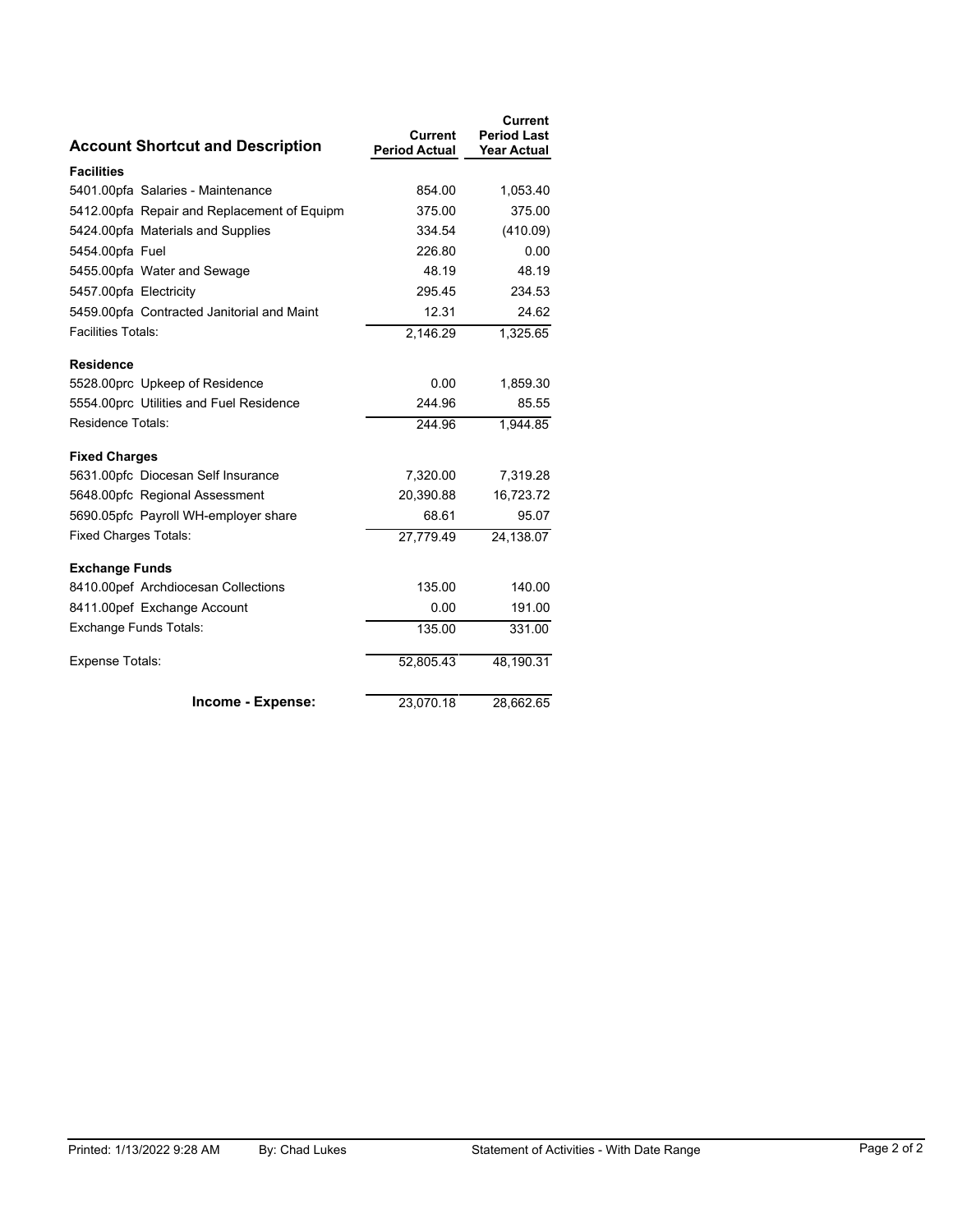| Account Shortcut and Description | Current Period Actual | Current Period Last Year Actual |
| --- | --- | --- |
| **Facilities** | | |
| 5401.00pfa Salaries - Maintenance | 854.00 | 1,053.40 |
| 5412.00pfa Repair and Replacement of Equipm | 375.00 | 375.00 |
| 5424.00pfa Materials and Supplies | 334.54 | (410.09) |
| 5454.00pfa Fuel | 226.80 | 0.00 |
| 5455.00pfa Water and Sewage | 48.19 | 48.19 |
| 5457.00pfa Electricity | 295.45 | 234.53 |
| 5459.00pfa Contracted Janitorial and Maint | 12.31 | 24.62 |
| Facilities Totals: | 2,146.29 | 1,325.65 |
| **Residence** | | |
| 5528.00prc Upkeep of Residence | 0.00 | 1,859.30 |
| 5554.00prc Utilities and Fuel Residence | 244.96 | 85.55 |
| Residence Totals: | 244.96 | 1,944.85 |
| **Fixed Charges** | | |
| 5631.00pfc Diocesan Self Insurance | 7,320.00 | 7,319.28 |
| 5648.00pfc Regional Assessment | 20,390.88 | 16,723.72 |
| 5690.05pfc Payroll WH-employer share | 68.61 | 95.07 |
| Fixed Charges Totals: | 27,779.49 | 24,138.07 |
| **Exchange Funds** | | |
| 8410.00pef Archdiocesan Collections | 135.00 | 140.00 |
| 8411.00pef Exchange Account | 0.00 | 191.00 |
| Exchange Funds Totals: | 135.00 | 331.00 |
| Expense Totals: | 52,805.43 | 48,190.31 |
| **Income - Expense:** | 23,070.18 | 28,662.65 |

Printed: 1/13/2022 9:28 AM By: Chad Lukes Statement of Activities - With Date Range